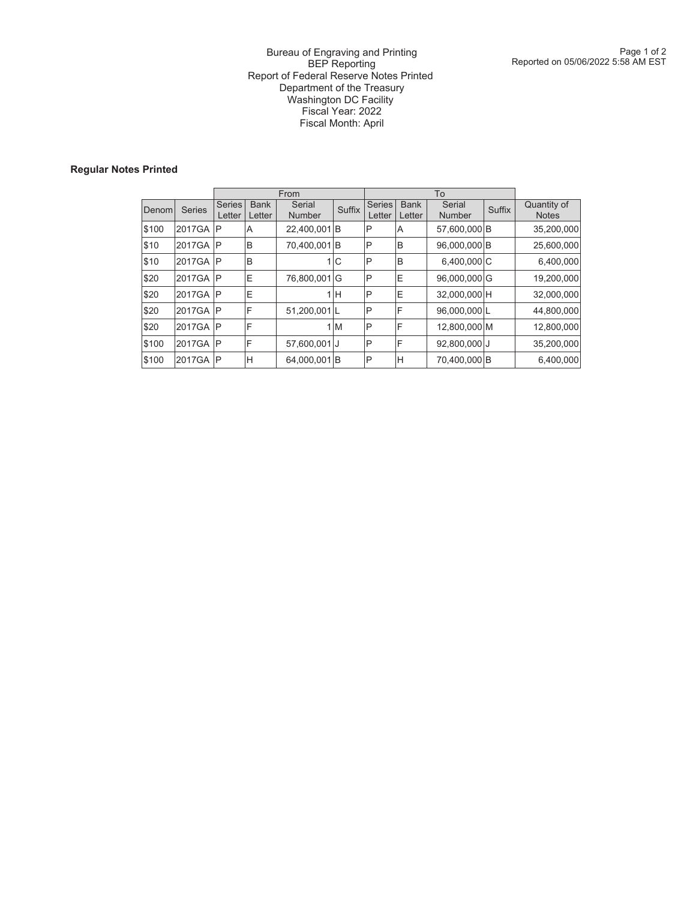Bureau of Engraving and Printing
BEP Reporting
Report of Federal Reserve Notes Printed
Department of the Treasury
Washington DC Facility
Fiscal Year: 2022
Fiscal Month: April

Reported on 05/06/2022 5:58 AM EST

**Regular Notes Printed**

| | | From | | | | To | | | | |
|---|---|---|---|---|---|---|---|---|---|---|
| Denom | Series | Series Letter | Bank Letter | Serial Number | Suffix | Series Letter | Bank Letter | Serial Number | Suffix | Quantity of Notes |
| $100 | 2017GA | P | A | 22,400,001 | B | P | A | 57,600,000 | B | 35,200,000 |
| $10 | 2017GA | P | B | 70,400,001 | B | P | B | 96,000,000 | B | 25,600,000 |
| $10 | 2017GA | P | B | 1 | C | P | B | 6,400,000 | C | 6,400,000 |
| $20 | 2017GA | P | E | 76,800,001 | G | P | E | 96,000,000 | G | 19,200,000 |
| $20 | 2017GA | P | E | 1 | H | P | E | 32,000,000 | H | 32,000,000 |
| $20 | 2017GA | P | F | 51,200,001 | L | P | F | 96,000,000 | L | 44,800,000 |
| $20 | 2017GA | P | F | 1 | M | P | F | 12,800,000 | M | 12,800,000 |
| $100 | 2017GA | P | F | 57,600,001 | J | P | F | 92,800,000 | J | 35,200,000 |
| $100 | 2017GA | P | H | 64,000,001 | B | P | H | 70,400,000 | B | 6,400,000 |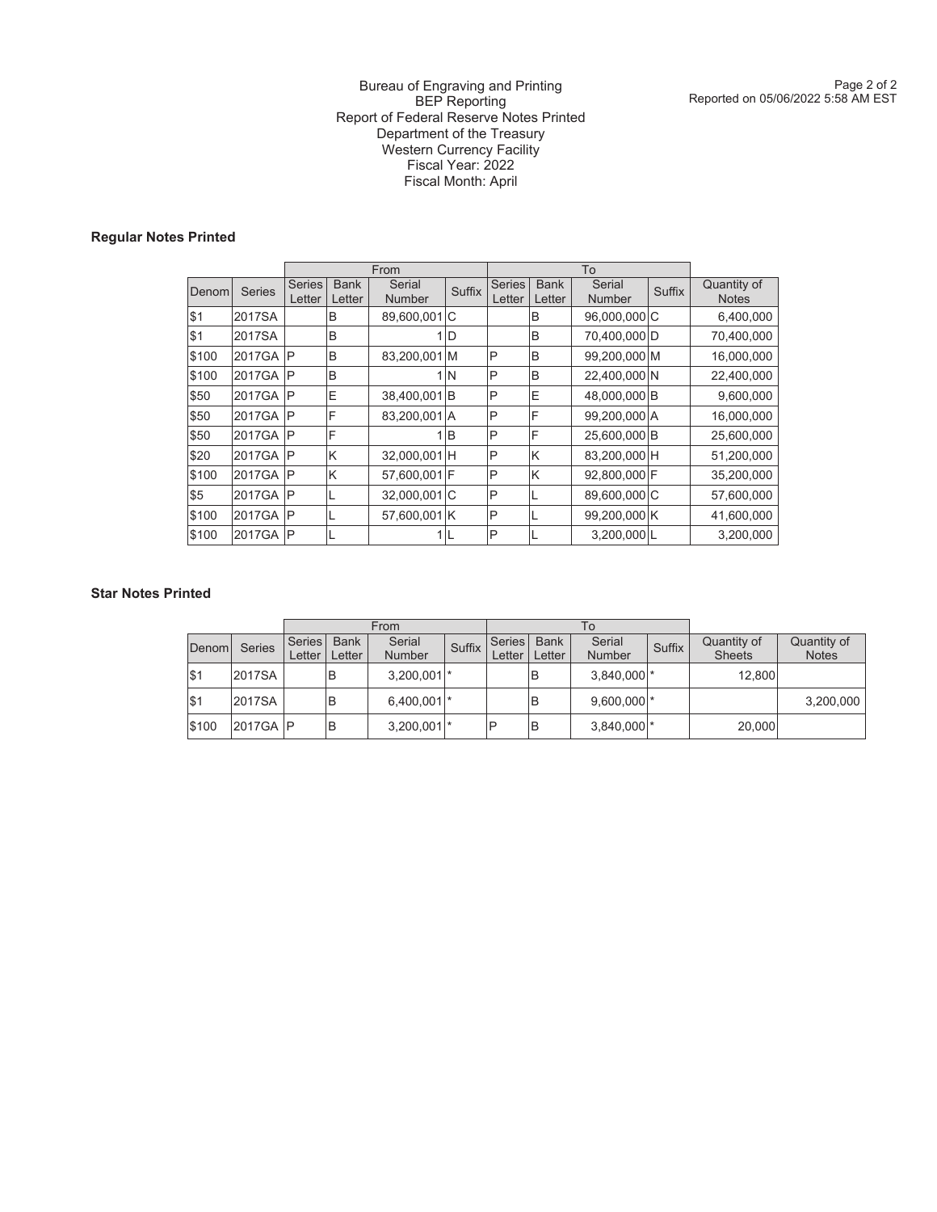Bureau of Engraving and Printing
BEP Reporting
Report of Federal Reserve Notes Printed
Department of the Treasury
Western Currency Facility
Fiscal Year: 2022
Fiscal Month: April

Reported on 05/06/2022 5:58 AM EST

**Regular Notes Printed**

| | | From | | | | To | | | | |
|---|---|---|---|---|---|---|---|---|---|---|
| Denom | Series | Series Letter | Bank Letter | Serial Number | Suffix | Series Letter | Bank Letter | Serial Number | Suffix | Quantity of Notes |
| $1 | 2017SA | | B | 89,600,001 | C | | B | 96,000,000 | C | 6,400,000 |
| $1 | 2017SA | | B | 1 | D | | B | 70,400,000 | D | 70,400,000 |
| $100 | 2017GA | P | B | 83,200,001 | M | P | B | 99,200,000 | M | 16,000,000 |
| $100 | 2017GA | P | B | 1 | N | P | B | 22,400,000 | N | 22,400,000 |
| $50 | 2017GA | P | E | 38,400,001 | B | P | E | 48,000,000 | B | 9,600,000 |
| $50 | 2017GA | P | F | 83,200,001 | A | P | F | 99,200,000 | A | 16,000,000 |
| $50 | 2017GA | P | F | 1 | B | P | F | 25,600,000 | B | 25,600,000 |
| $20 | 2017GA | P | K | 32,000,001 | H | P | K | 83,200,000 | H | 51,200,000 |
| $100 | 2017GA | P | K | 57,600,001 | F | P | K | 92,800,000 | F | 35,200,000 |
| $5 | 2017GA | P | L | 32,000,001 | C | P | L | 89,600,000 | C | 57,600,000 |
| $100 | 2017GA | P | L | 57,600,001 | K | P | L | 99,200,000 | K | 41,600,000 |
| $100 | 2017GA | P | L | 1 | L | P | L | 3,200,000 | L | 3,200,000 |

**Star Notes Printed**

| | | From | | | | To | | | | | |
|---|---|---|---|---|---|---|---|---|---|---|---|
| Denom | Series | Series Letter | Bank Letter | Serial Number | Suffix | Series Letter | Bank Letter | Serial Number | Suffix | Quantity of Sheets | Quantity of Notes |
| $1 | 2017SA | | B | 3,200,001 | * | | B | 3,840,000 | * | 12,800 | |
| $1 | 2017SA | | B | 6,400,001 | * | | B | 9,600,000 | * | | 3,200,000 |
| $100 | 2017GA | P | B | 3,200,001 | * | P | B | 3,840,000 | * | 20,000 | |